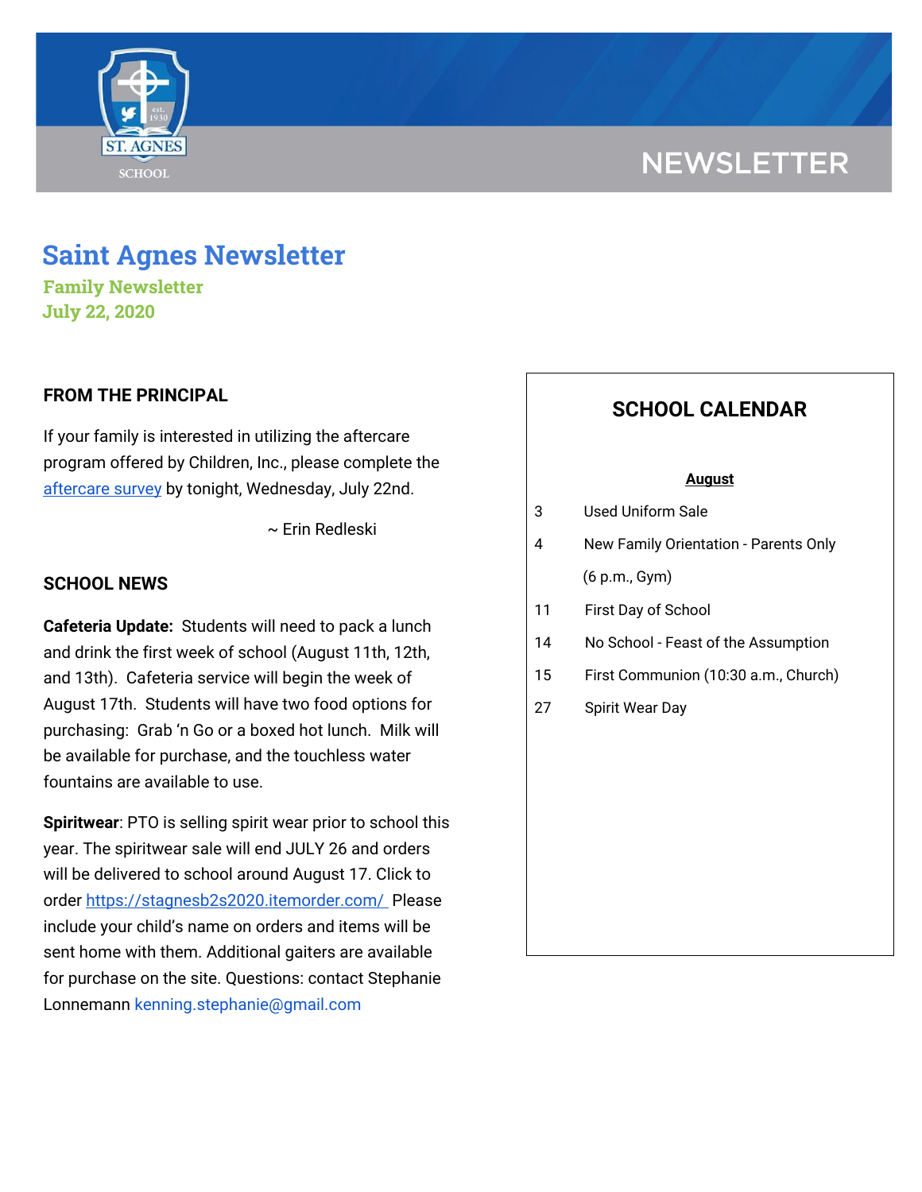NEWSLETTER

# Saint Agnes Newsletter

**Family Newsletter**
**July 22, 2020**

## FROM THE PRINCIPAL

If your family is interested in utilizing the aftercare program offered by Children, Inc., please complete the aftercare survey by tonight, Wednesday, July 22nd.

~ Erin Redleski

## SCHOOL NEWS

**Cafeteria Update:** Students will need to pack a lunch and drink the first week of school (August 11th, 12th, and 13th). Cafeteria service will begin the week of August 17th. Students will have two food options for purchasing: Grab 'n Go or a boxed hot lunch. Milk will be available for purchase, and the touchless water fountains are available to use.

**Spiritwear**: PTO is selling spirit wear prior to school this year. The spiritwear sale will end JULY 26 and orders will be delivered to school around August 17. Click to order https://stagnesb2s2020.itemorder.com/ Please include your child's name on orders and items will be sent home with them. Additional gaiters are available for purchase on the site. Questions: contact Stephanie Lonnemann kenning.stephanie@gmail.com

## SCHOOL CALENDAR

**August**

| | |
|---|---|
| 3 | Used Uniform Sale |
| 4 | New Family Orientation - Parents Only (6 p.m., Gym) |
| 11 | First Day of School |
| 14 | No School - Feast of the Assumption |
| 15 | First Communion (10:30 a.m., Church) |
| 27 | Spirit Wear Day |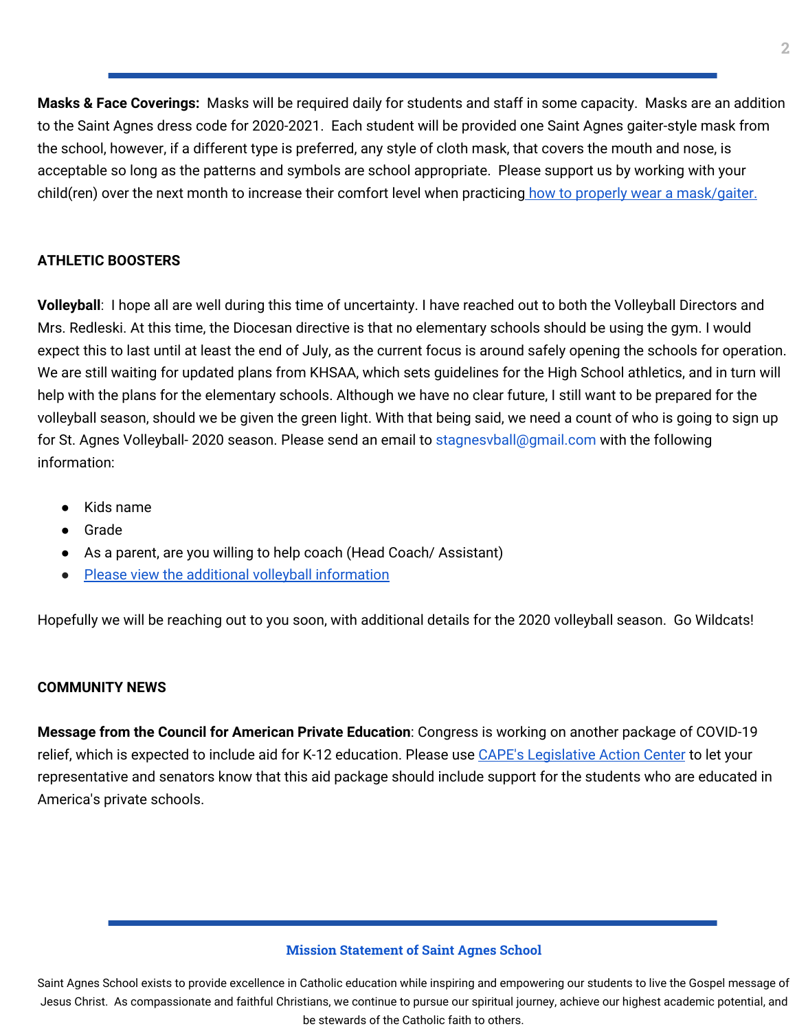**Masks & Face Coverings:** Masks will be required daily for students and staff in some capacity. Masks are an addition to the Saint Agnes dress code for 2020-2021. Each student will be provided one Saint Agnes gaiter-style mask from the school, however, if a different type is preferred, any style of cloth mask, that covers the mouth and nose, is acceptable so long as the patterns and symbols are school appropriate. Please support us by working with your child(ren) over the next month to increase their comfort level when practicing how to properly wear a mask/gaiter.

## ATHLETIC BOOSTERS

**Volleyball**: I hope all are well during this time of uncertainty. I have reached out to both the Volleyball Directors and Mrs. Redleski. At this time, the Diocesan directive is that no elementary schools should be using the gym. I would expect this to last until at least the end of July, as the current focus is around safely opening the schools for operation. We are still waiting for updated plans from KHSAA, which sets guidelines for the High School athletics, and in turn will help with the plans for the elementary schools. Although we have no clear future, I still want to be prepared for the volleyball season, should we be given the green light. With that being said, we need a count of who is going to sign up for St. Agnes Volleyball- 2020 season. Please send an email to stagnesvball@gmail.com with the following information:

- Kids name
- Grade
- As a parent, are you willing to help coach (Head Coach/ Assistant)
- Please view the additional volleyball information

Hopefully we will be reaching out to you soon, with additional details for the 2020 volleyball season. Go Wildcats!

## COMMUNITY NEWS

**Message from the Council for American Private Education**: Congress is working on another package of COVID-19 relief, which is expected to include aid for K-12 education. Please use CAPE's Legislative Action Center to let your representative and senators know that this aid package should include support for the students who are educated in America's private schools.

**Mission Statement of Saint Agnes School**

Saint Agnes School exists to provide excellence in Catholic education while inspiring and empowering our students to live the Gospel message of Jesus Christ. As compassionate and faithful Christians, we continue to pursue our spiritual journey, achieve our highest academic potential, and be stewards of the Catholic faith to others.